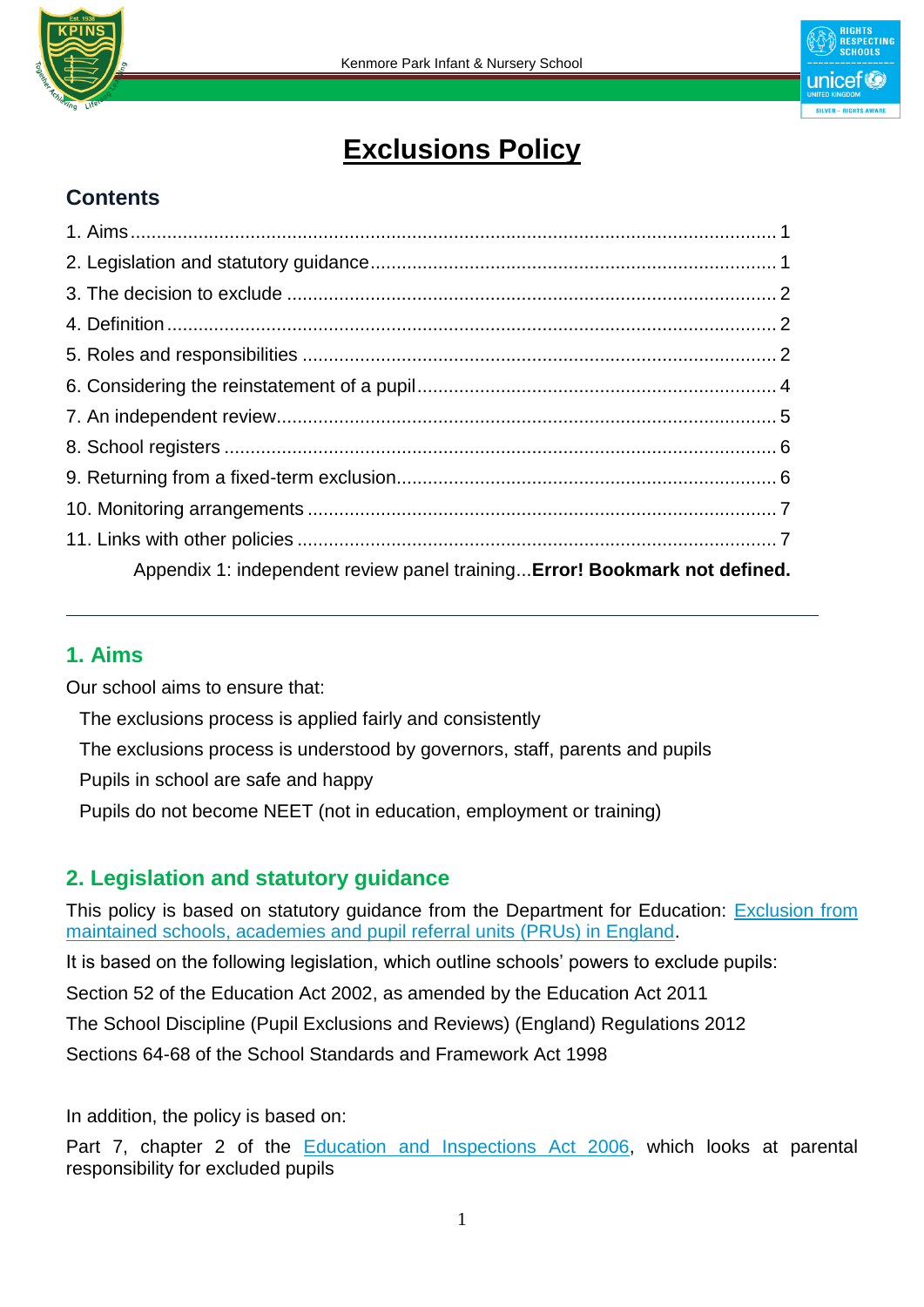# Exclusions Policy

## Contents

1. Aims ........ 1
2. Legislation and statutory guidance ........ 1
3. The decision to exclude ........ 2
4. Definition ........ 2
5. Roles and responsibilities ........ 2
6. Considering the reinstatement of a pupil ........ 4
7. An independent review ........ 5
8. School registers ........ 6
9. Returning from a fixed-term exclusion ........ 6
10. Monitoring arrangements ........ 7
11. Links with other policies ........ 7

Appendix 1: independent review panel training...**Error! Bookmark not defined.**

---

## 1. Aims

Our school aims to ensure that:

- The exclusions process is applied fairly and consistently
- The exclusions process is understood by governors, staff, parents and pupils
- Pupils in school are safe and happy
- Pupils do not become NEET (not in education, employment or training)

## 2. Legislation and statutory guidance

This policy is based on statutory guidance from the Department for Education: Exclusion from maintained schools, academies and pupil referral units (PRUs) in England.

It is based on the following legislation, which outline schools' powers to exclude pupils:

- Section 52 of the Education Act 2002, as amended by the Education Act 2011
- The School Discipline (Pupil Exclusions and Reviews) (England) Regulations 2012
- Sections 64-68 of the School Standards and Framework Act 1998

In addition, the policy is based on:

- Part 7, chapter 2 of the Education and Inspections Act 2006, which looks at parental responsibility for excluded pupils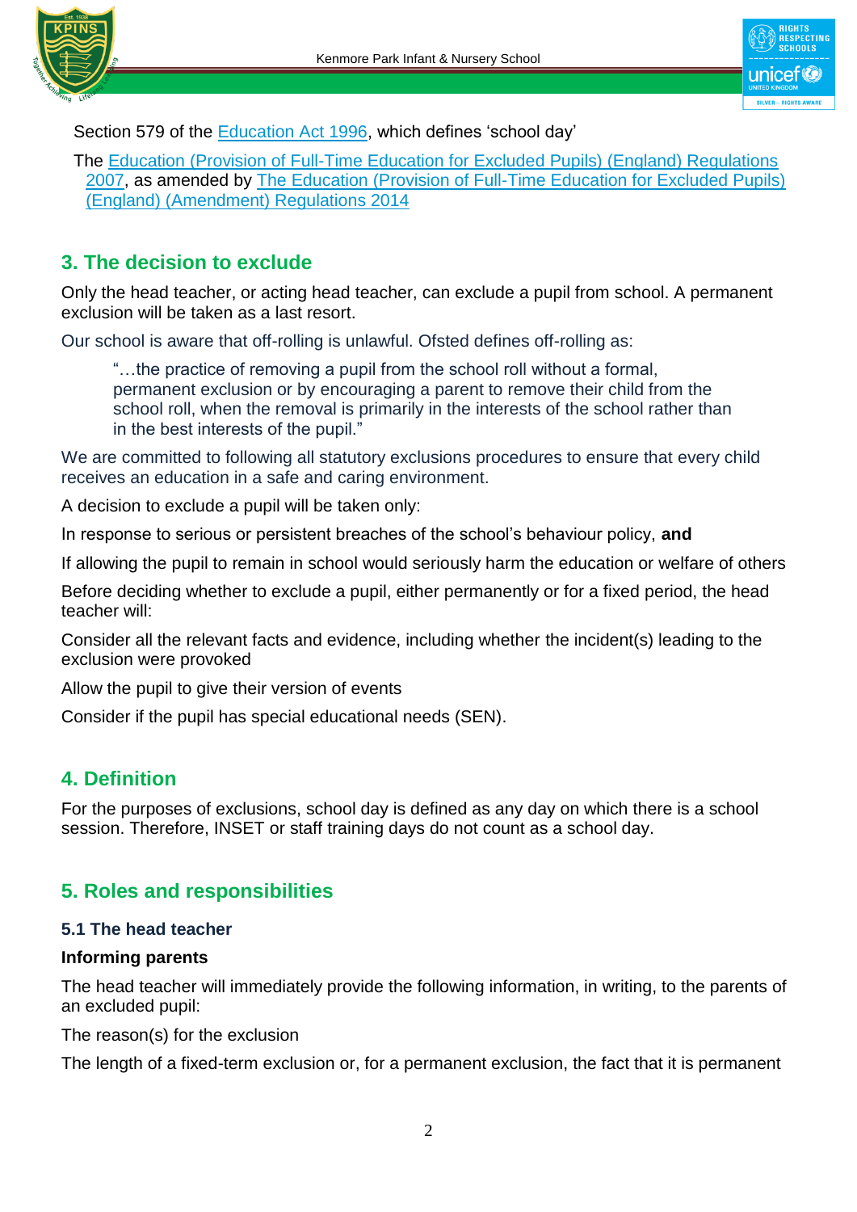Section 579 of the [Education Act 1996](), which defines 'school day'

The [Education (Provision of Full-Time Education for Excluded Pupils) (England) Regulations 2007](), as amended by [The Education (Provision of Full-Time Education for Excluded Pupils) (England) (Amendment) Regulations 2014]()

## 3. The decision to exclude

Only the head teacher, or acting head teacher, can exclude a pupil from school. A permanent exclusion will be taken as a last resort.

Our school is aware that off-rolling is unlawful. Ofsted defines off-rolling as:

> "…the practice of removing a pupil from the school roll without a formal, permanent exclusion or by encouraging a parent to remove their child from the school roll, when the removal is primarily in the interests of the school rather than in the best interests of the pupil."

We are committed to following all statutory exclusions procedures to ensure that every child receives an education in a safe and caring environment.

A decision to exclude a pupil will be taken only:

In response to serious or persistent breaches of the school's behaviour policy, **and**

If allowing the pupil to remain in school would seriously harm the education or welfare of others

Before deciding whether to exclude a pupil, either permanently or for a fixed period, the head teacher will:

Consider all the relevant facts and evidence, including whether the incident(s) leading to the exclusion were provoked

Allow the pupil to give their version of events

Consider if the pupil has special educational needs (SEN).

## 4. Definition

For the purposes of exclusions, school day is defined as any day on which there is a school session. Therefore, INSET or staff training days do not count as a school day.

## 5. Roles and responsibilities

### 5.1 The head teacher

**Informing parents**

The head teacher will immediately provide the following information, in writing, to the parents of an excluded pupil:

The reason(s) for the exclusion

The length of a fixed-term exclusion or, for a permanent exclusion, the fact that it is permanent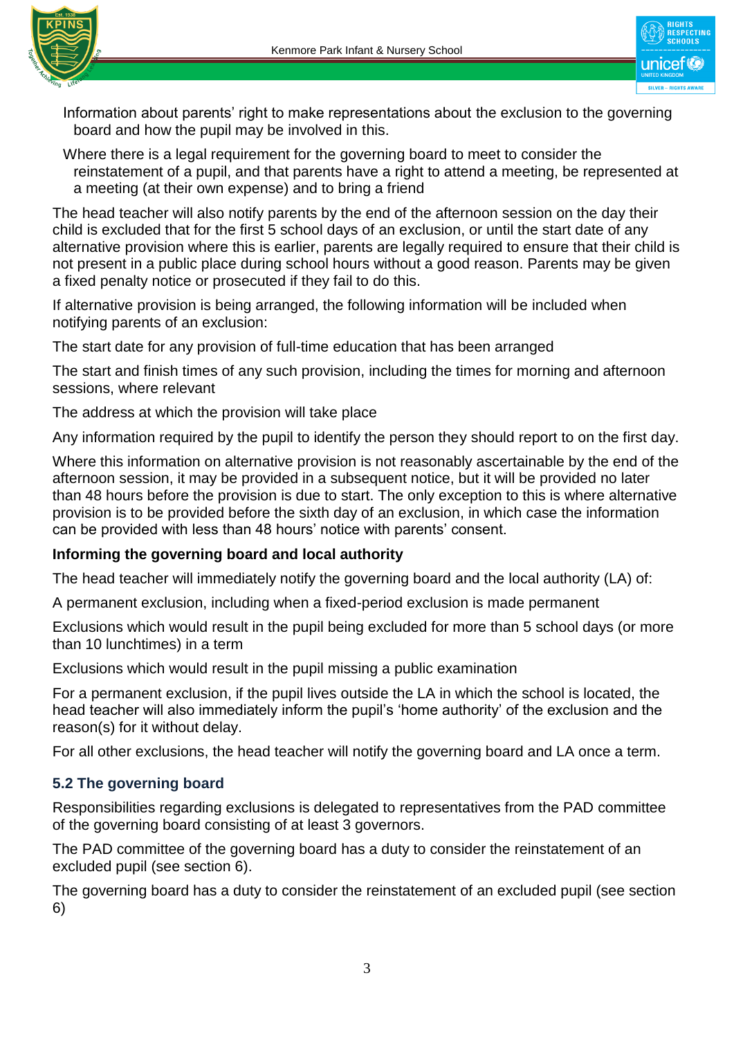- Information about parents' right to make representations about the exclusion to the governing board and how the pupil may be involved in this.
- Where there is a legal requirement for the governing board to meet to consider the reinstatement of a pupil, and that parents have a right to attend a meeting, be represented at a meeting (at their own expense) and to bring a friend

The head teacher will also notify parents by the end of the afternoon session on the day their child is excluded that for the first 5 school days of an exclusion, or until the start date of any alternative provision where this is earlier, parents are legally required to ensure that their child is not present in a public place during school hours without a good reason. Parents may be given a fixed penalty notice or prosecuted if they fail to do this.

If alternative provision is being arranged, the following information will be included when notifying parents of an exclusion:

The start date for any provision of full-time education that has been arranged

The start and finish times of any such provision, including the times for morning and afternoon sessions, where relevant

The address at which the provision will take place

Any information required by the pupil to identify the person they should report to on the first day.

Where this information on alternative provision is not reasonably ascertainable by the end of the afternoon session, it may be provided in a subsequent notice, but it will be provided no later than 48 hours before the provision is due to start. The only exception to this is where alternative provision is to be provided before the sixth day of an exclusion, in which case the information can be provided with less than 48 hours' notice with parents' consent.

**Informing the governing board and local authority**

The head teacher will immediately notify the governing board and the local authority (LA) of:

A permanent exclusion, including when a fixed-period exclusion is made permanent

Exclusions which would result in the pupil being excluded for more than 5 school days (or more than 10 lunchtimes) in a term

Exclusions which would result in the pupil missing a public examination

For a permanent exclusion, if the pupil lives outside the LA in which the school is located, the head teacher will also immediately inform the pupil's 'home authority' of the exclusion and the reason(s) for it without delay.

For all other exclusions, the head teacher will notify the governing board and LA once a term.

### 5.2 The governing board

Responsibilities regarding exclusions is delegated to representatives from the PAD committee of the governing board consisting of at least 3 governors.

The PAD committee of the governing board has a duty to consider the reinstatement of an excluded pupil (see section 6).

The governing board has a duty to consider the reinstatement of an excluded pupil (see section 6)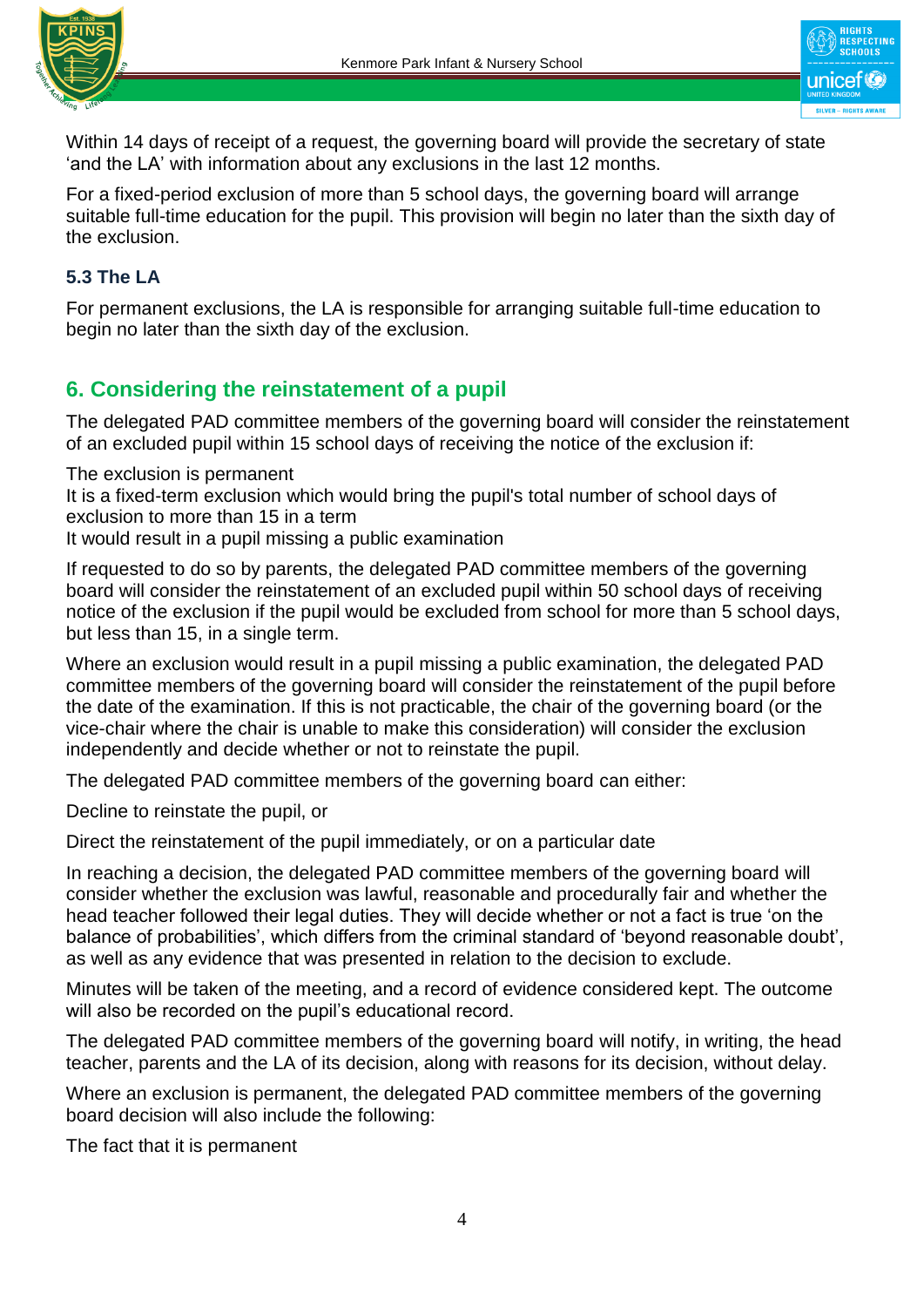Within 14 days of receipt of a request, the governing board will provide the secretary of state 'and the LA' with information about any exclusions in the last 12 months.

For a fixed-period exclusion of more than 5 school days, the governing board will arrange suitable full-time education for the pupil. This provision will begin no later than the sixth day of the exclusion.

### 5.3 The LA

For permanent exclusions, the LA is responsible for arranging suitable full-time education to begin no later than the sixth day of the exclusion.

## 6. Considering the reinstatement of a pupil

The delegated PAD committee members of the governing board will consider the reinstatement of an excluded pupil within 15 school days of receiving the notice of the exclusion if:

The exclusion is permanent
It is a fixed-term exclusion which would bring the pupil's total number of school days of exclusion to more than 15 in a term
It would result in a pupil missing a public examination

If requested to do so by parents, the delegated PAD committee members of the governing board will consider the reinstatement of an excluded pupil within 50 school days of receiving notice of the exclusion if the pupil would be excluded from school for more than 5 school days, but less than 15, in a single term.

Where an exclusion would result in a pupil missing a public examination, the delegated PAD committee members of the governing board will consider the reinstatement of the pupil before the date of the examination. If this is not practicable, the chair of the governing board (or the vice-chair where the chair is unable to make this consideration) will consider the exclusion independently and decide whether or not to reinstate the pupil.

The delegated PAD committee members of the governing board can either:

Decline to reinstate the pupil, or

Direct the reinstatement of the pupil immediately, or on a particular date

In reaching a decision, the delegated PAD committee members of the governing board will consider whether the exclusion was lawful, reasonable and procedurally fair and whether the head teacher followed their legal duties. They will decide whether or not a fact is true 'on the balance of probabilities', which differs from the criminal standard of 'beyond reasonable doubt', as well as any evidence that was presented in relation to the decision to exclude.

Minutes will be taken of the meeting, and a record of evidence considered kept. The outcome will also be recorded on the pupil's educational record.

The delegated PAD committee members of the governing board will notify, in writing, the head teacher, parents and the LA of its decision, along with reasons for its decision, without delay.

Where an exclusion is permanent, the delegated PAD committee members of the governing board decision will also include the following:

The fact that it is permanent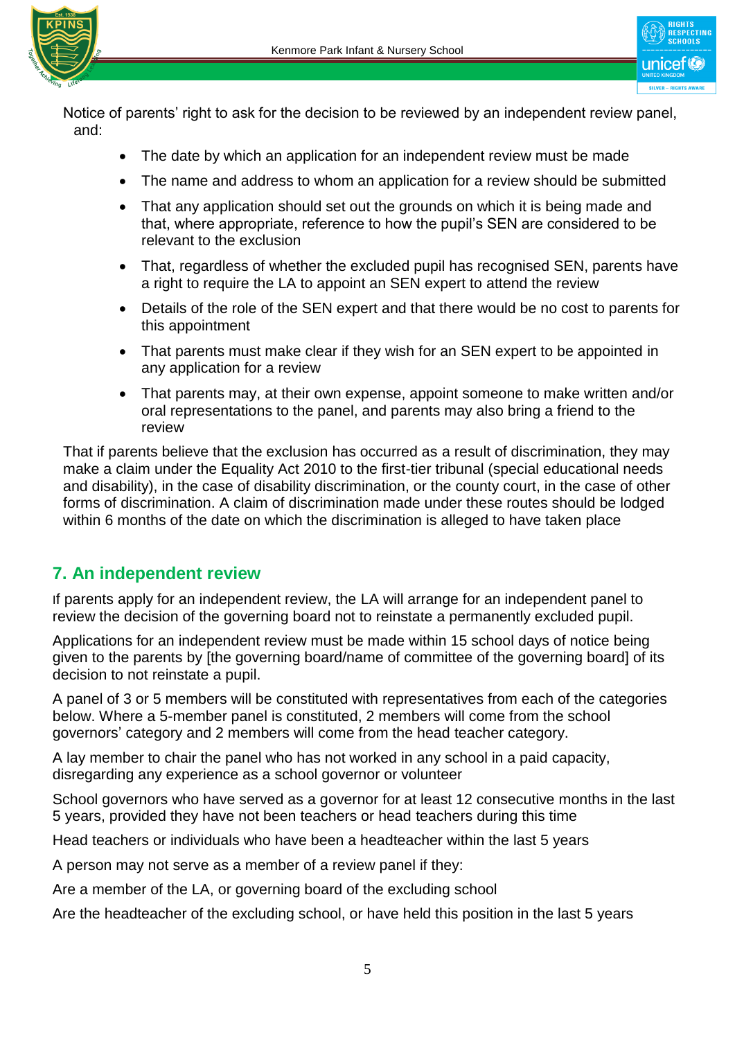Notice of parents' right to ask for the decision to be reviewed by an independent review panel, and:

- The date by which an application for an independent review must be made
- The name and address to whom an application for a review should be submitted
- That any application should set out the grounds on which it is being made and that, where appropriate, reference to how the pupil's SEN are considered to be relevant to the exclusion
- That, regardless of whether the excluded pupil has recognised SEN, parents have a right to require the LA to appoint an SEN expert to attend the review
- Details of the role of the SEN expert and that there would be no cost to parents for this appointment
- That parents must make clear if they wish for an SEN expert to be appointed in any application for a review
- That parents may, at their own expense, appoint someone to make written and/or oral representations to the panel, and parents may also bring a friend to the review

That if parents believe that the exclusion has occurred as a result of discrimination, they may make a claim under the Equality Act 2010 to the first-tier tribunal (special educational needs and disability), in the case of disability discrimination, or the county court, in the case of other forms of discrimination. A claim of discrimination made under these routes should be lodged within 6 months of the date on which the discrimination is alleged to have taken place

## 7. An independent review

If parents apply for an independent review, the LA will arrange for an independent panel to review the decision of the governing board not to reinstate a permanently excluded pupil.

Applications for an independent review must be made within 15 school days of notice being given to the parents by [the governing board/name of committee of the governing board] of its decision to not reinstate a pupil.

A panel of 3 or 5 members will be constituted with representatives from each of the categories below. Where a 5-member panel is constituted, 2 members will come from the school governors' category and 2 members will come from the head teacher category.

A lay member to chair the panel who has not worked in any school in a paid capacity, disregarding any experience as a school governor or volunteer

School governors who have served as a governor for at least 12 consecutive months in the last 5 years, provided they have not been teachers or head teachers during this time

Head teachers or individuals who have been a headteacher within the last 5 years

A person may not serve as a member of a review panel if they:

Are a member of the LA, or governing board of the excluding school

Are the headteacher of the excluding school, or have held this position in the last 5 years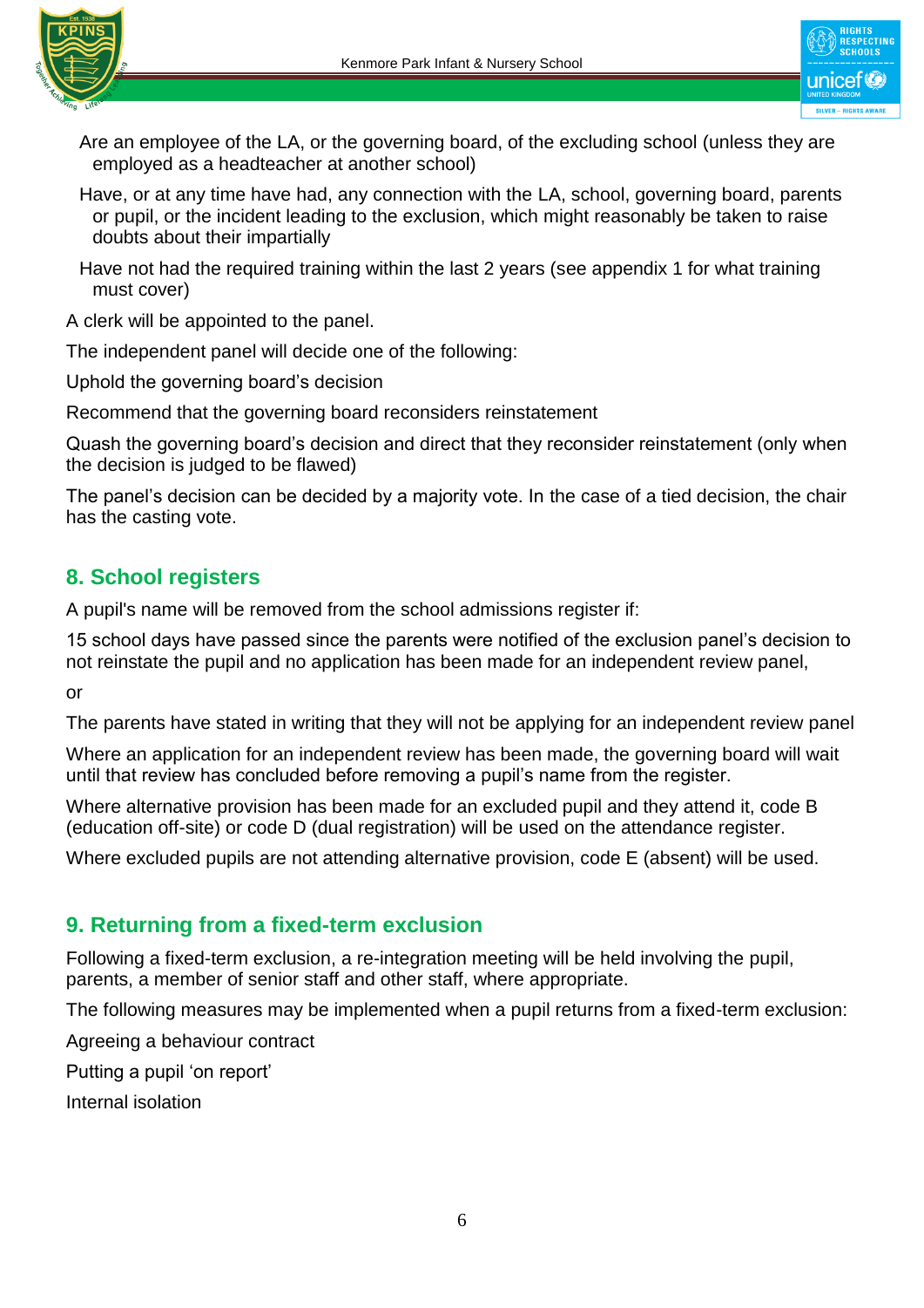Are an employee of the LA, or the governing board, of the excluding school (unless they are employed as a headteacher at another school)

Have, or at any time have had, any connection with the LA, school, governing board, parents or pupil, or the incident leading to the exclusion, which might reasonably be taken to raise doubts about their impartially

Have not had the required training within the last 2 years (see appendix 1 for what training must cover)

A clerk will be appointed to the panel.

The independent panel will decide one of the following:

Uphold the governing board's decision

Recommend that the governing board reconsiders reinstatement

Quash the governing board's decision and direct that they reconsider reinstatement (only when the decision is judged to be flawed)

The panel's decision can be decided by a majority vote. In the case of a tied decision, the chair has the casting vote.

## 8. School registers

A pupil's name will be removed from the school admissions register if:

15 school days have passed since the parents were notified of the exclusion panel's decision to not reinstate the pupil and no application has been made for an independent review panel,

or

The parents have stated in writing that they will not be applying for an independent review panel

Where an application for an independent review has been made, the governing board will wait until that review has concluded before removing a pupil's name from the register.

Where alternative provision has been made for an excluded pupil and they attend it, code B (education off-site) or code D (dual registration) will be used on the attendance register.

Where excluded pupils are not attending alternative provision, code E (absent) will be used.

## 9. Returning from a fixed-term exclusion

Following a fixed-term exclusion, a re-integration meeting will be held involving the pupil, parents, a member of senior staff and other staff, where appropriate.

The following measures may be implemented when a pupil returns from a fixed-term exclusion:

Agreeing a behaviour contract

Putting a pupil 'on report'

Internal isolation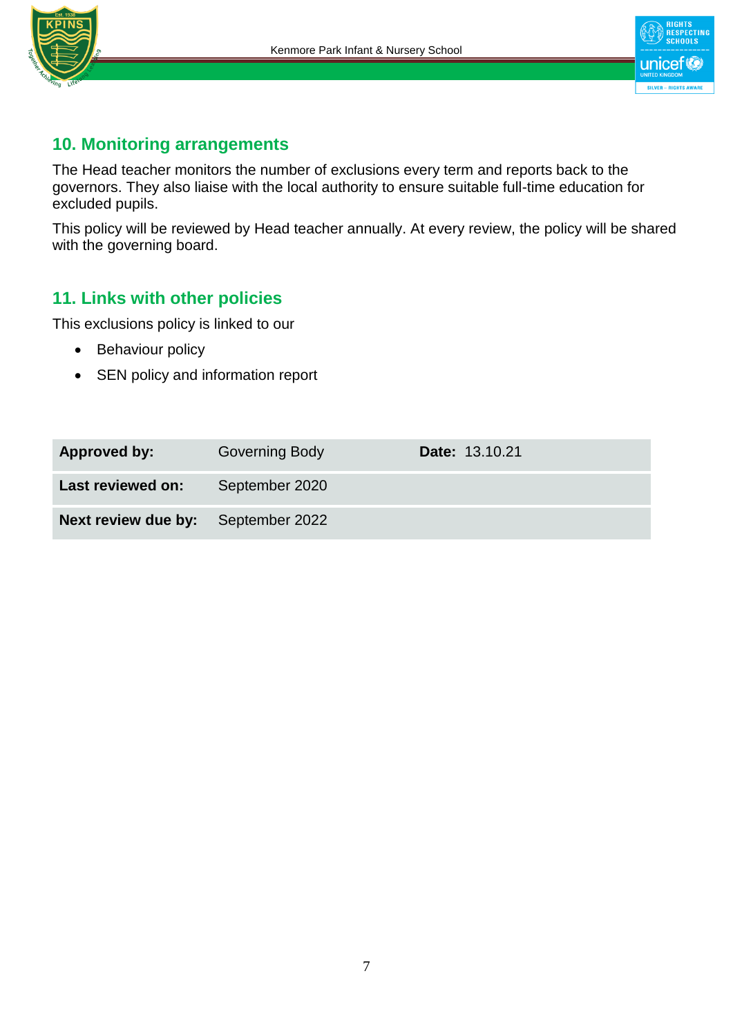## 10. Monitoring arrangements

The Head teacher monitors the number of exclusions every term and reports back to the governors. They also liaise with the local authority to ensure suitable full-time education for excluded pupils.

This policy will be reviewed by Head teacher annually. At every review, the policy will be shared with the governing board.

## 11. Links with other policies

This exclusions policy is linked to our

- Behaviour policy
- SEN policy and information report

| **Approved by:** | Governing Body | **Date:** 13.10.21 |
|---|---|---|
| **Last reviewed on:** | September 2020 | |
| **Next review due by:** | September 2022 | |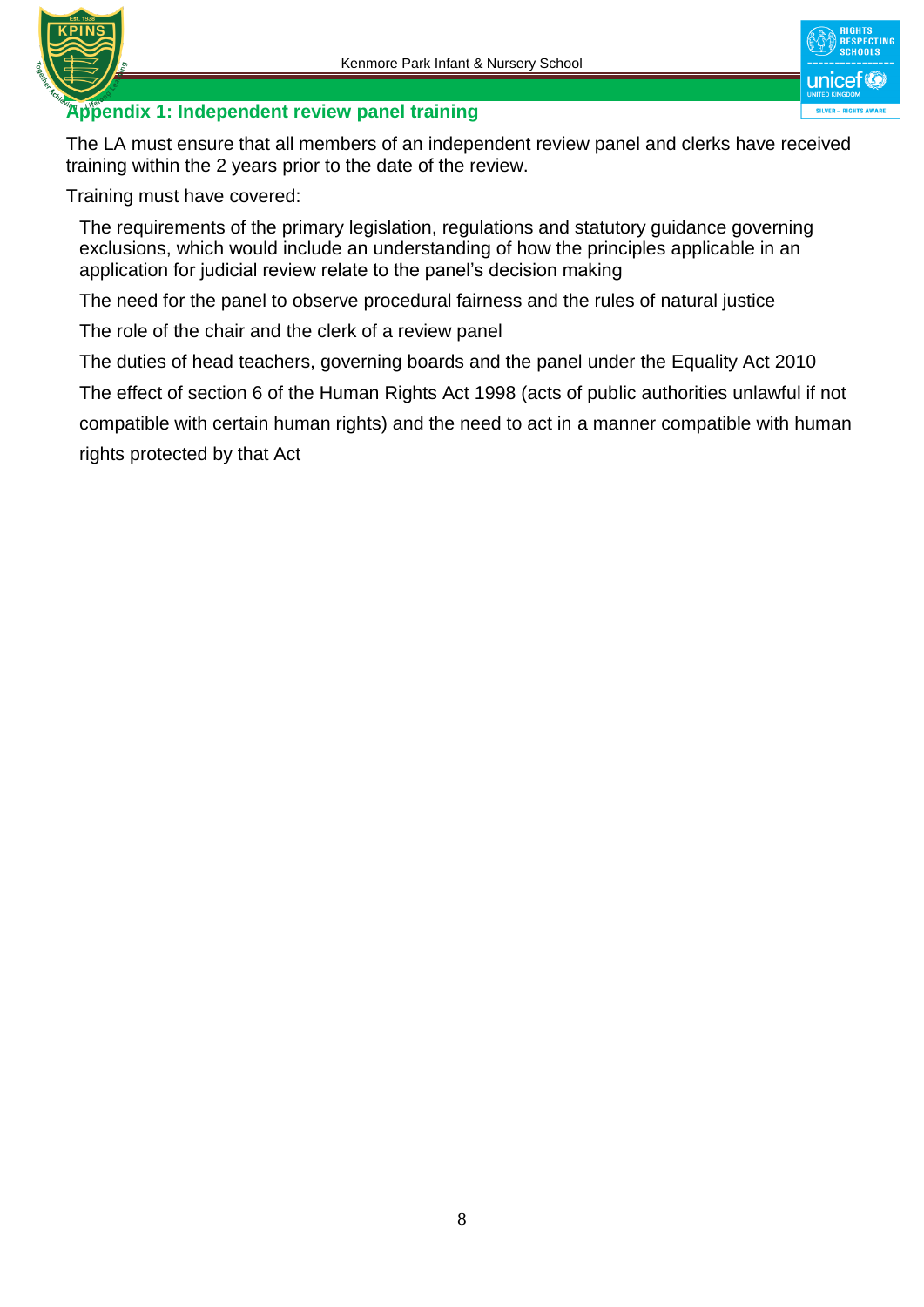## Appendix 1: Independent review panel training

The LA must ensure that all members of an independent review panel and clerks have received training within the 2 years prior to the date of the review.

Training must have covered:

- The requirements of the primary legislation, regulations and statutory guidance governing exclusions, which would include an understanding of how the principles applicable in an application for judicial review relate to the panel's decision making
- The need for the panel to observe procedural fairness and the rules of natural justice
- The role of the chair and the clerk of a review panel
- The duties of head teachers, governing boards and the panel under the Equality Act 2010
- The effect of section 6 of the Human Rights Act 1998 (acts of public authorities unlawful if not compatible with certain human rights) and the need to act in a manner compatible with human rights protected by that Act